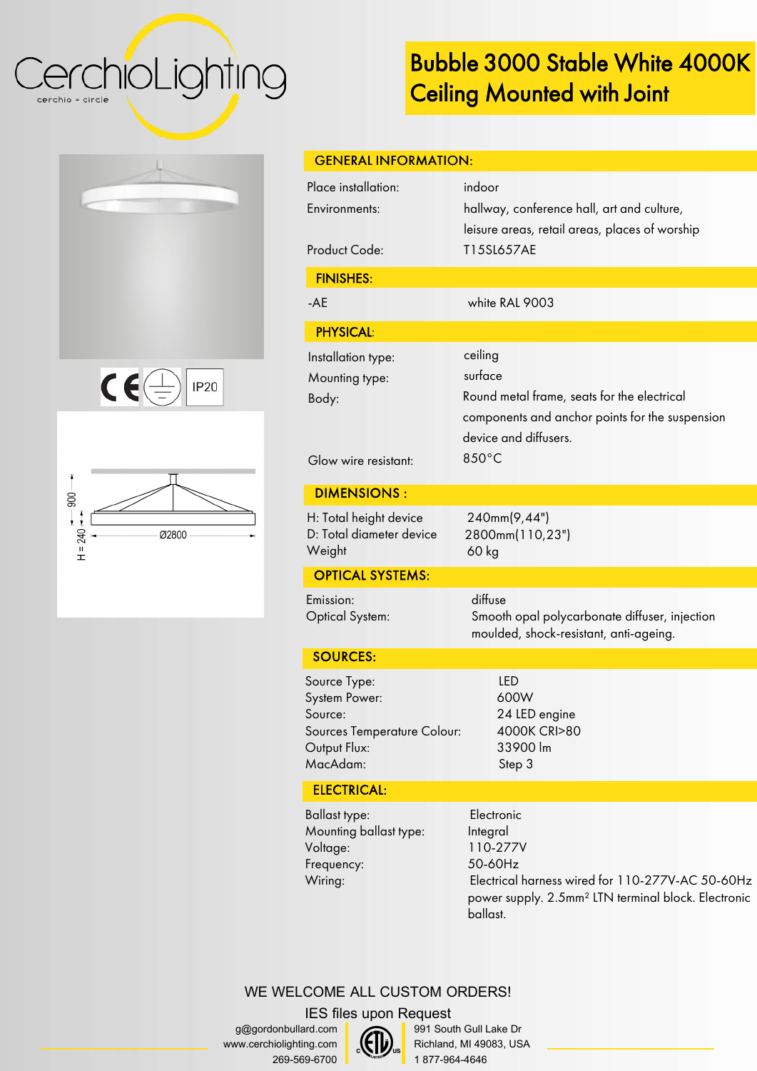CerchioLighting

cerchio = circle

# Bubble 3000 Stable White 4000K Ceiling Mounted with Joint

CE IP20

900

H = 240

Ø2800

## GENERAL INFORMATION:

| | |
|---|---|
| Place installation: | indoor |
| Environments: | hallway, conference hall, art and culture, leisure areas, retail areas, places of worship |
| Product Code: | T15SL657AE |

## FINISHES:

| | |
|---|---|
| -AE | white RAL 9003 |

## PHYSICAL:

| | |
|---|---|
| Installation type: | ceiling |
| Mounting type: | surface |
| Body: | Round metal frame, seats for the electrical components and anchor points for the suspension device and diffusers. |
| Glow wire resistant: | 850°C |

## DIMENSIONS :

| | |
|---|---|
| H: Total height device | 240mm(9,44") |
| D: Total diameter device | 2800mm(110,23") |
| Weight | 60 kg |

## OPTICAL SYSTEMS:

| | |
|---|---|
| Emission: | diffuse |
| Optical System: | Smooth opal polycarbonate diffuser, injection moulded, shock-resistant, anti-ageing. |

## SOURCES:

| | |
|---|---|
| Source Type: | LED |
| System Power: | 600W |
| Source: | 24 LED engine |
| Sources Temperature Colour: | 4000K CRI>80 |
| Output Flux: | 33900 lm |
| MacAdam: | Step 3 |

## ELECTRICAL:

| | |
|---|---|
| Ballast type: | Electronic |
| Mounting ballast type: | Integral |
| Voltage: | 110-277V |
| Frequency: | 50-60Hz |
| Wiring: | Electrical harness wired for 110-277V-AC 50-60Hz power supply. 2.5mm² LTN terminal block. Electronic ballast. |

WE WELCOME ALL CUSTOM ORDERS!

IES files upon Request

g@gordonbullard.com
www.cerchiolighting.com
269-569-6700

991 South Gull Lake Dr
Richland, MI 49083, USA
1 877-964-4646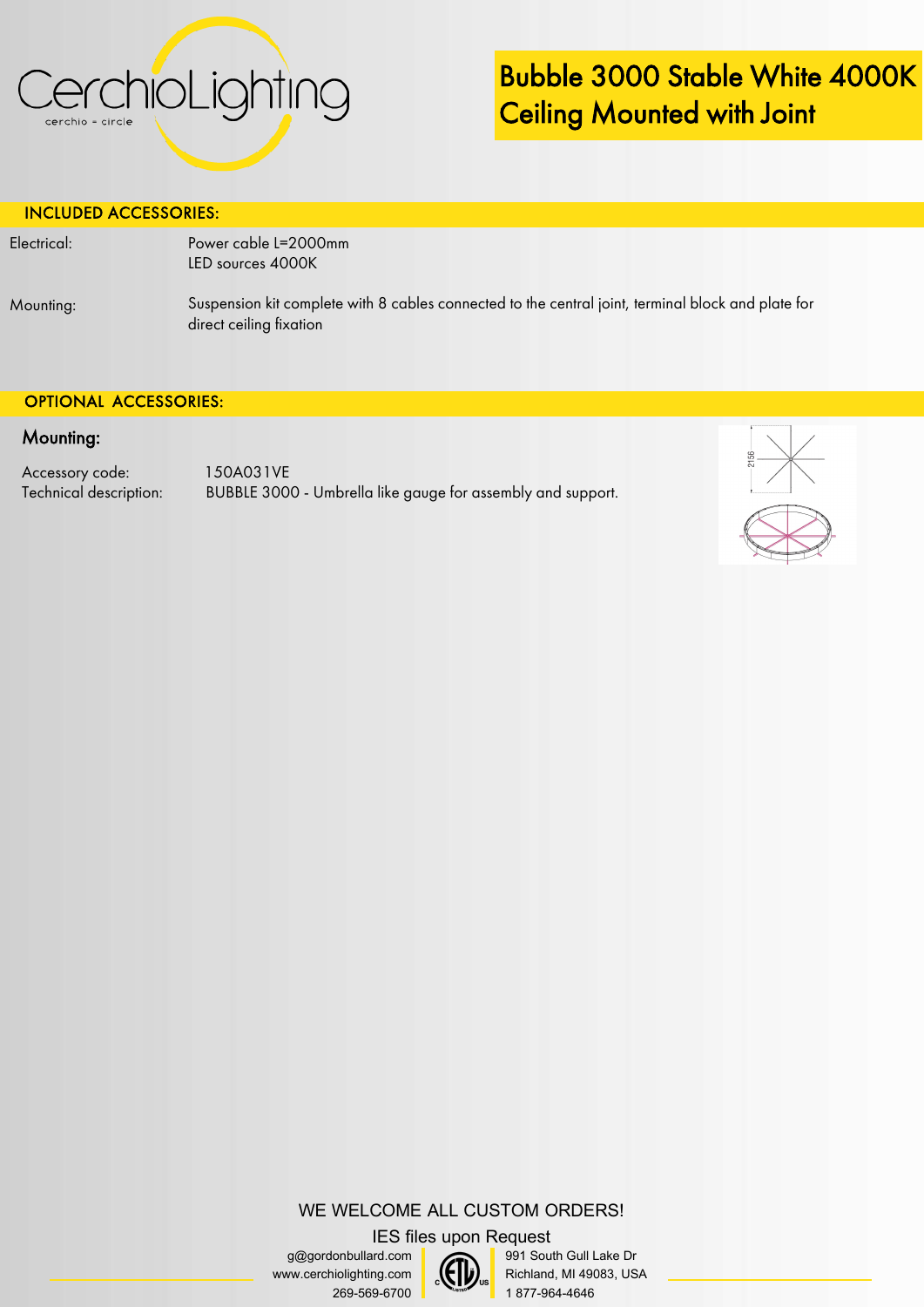# Bubble 3000 Stable White 4000K Ceiling Mounted with Joint

## INCLUDED ACCESSORIES:

| | |
|---|---|
| Electrical: | Power cable L=2000mm<br>LED sources 4000K |
| Mounting: | Suspension kit complete with 8 cables connected to the central joint, terminal block and plate for direct ceiling fixation |

## OPTIONAL ACCESSORIES:

### Mounting:

Accessory code: 150A031VE
Technical description: BUBBLE 3000 - Umbrella like gauge for assembly and support.

2156

WE WELCOME ALL CUSTOM ORDERS!

IES files upon Request

g@gordonbullard.com
www.cerchiolighting.com
269-569-6700

991 South Gull Lake Dr
Richland, MI 49083, USA
1 877-964-4646